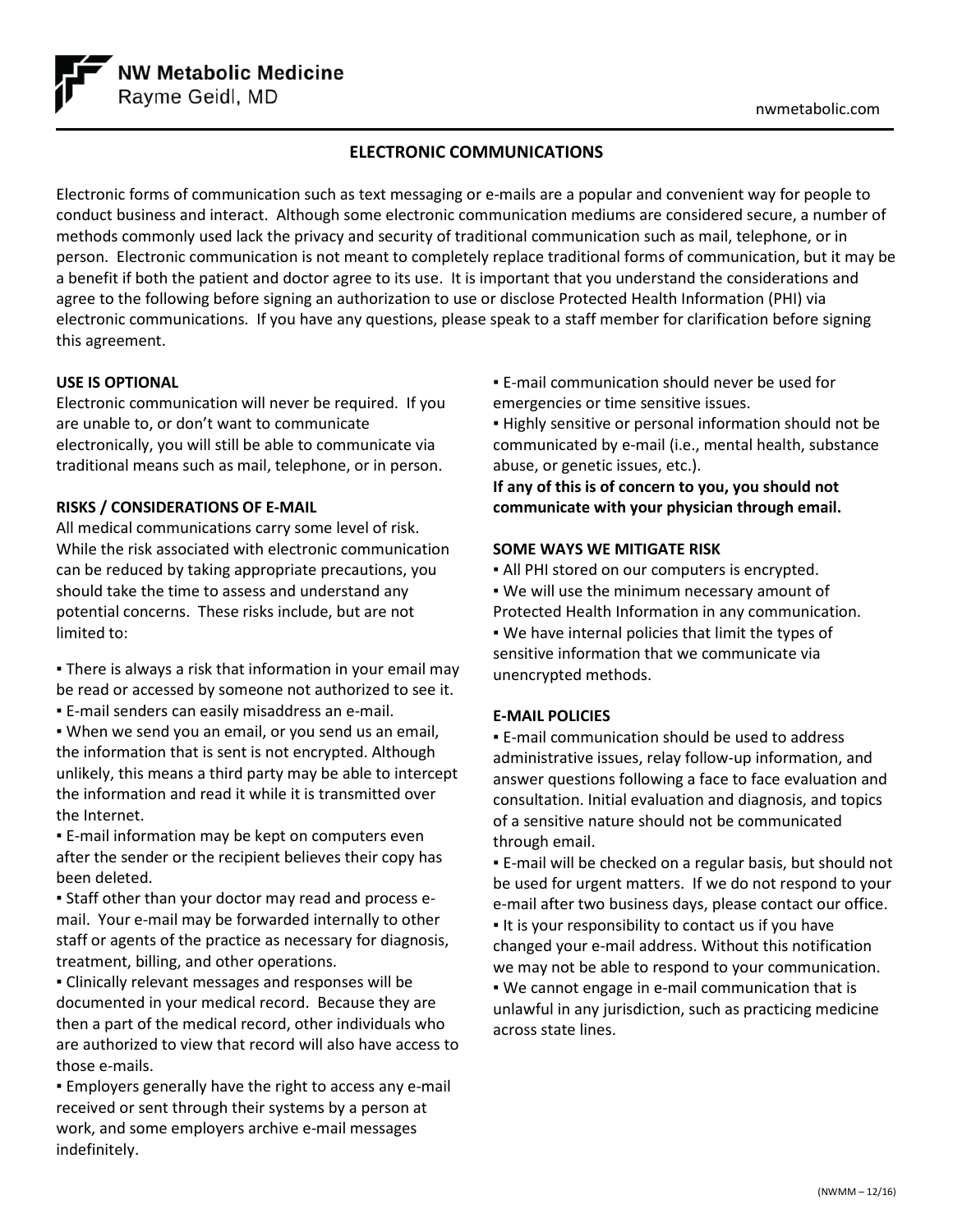NW Metabolic Medicine
Rayme Geidl, MD

nwmetabolic.com

# ELECTRONIC COMMUNICATIONS

Electronic forms of communication such as text messaging or e-mails are a popular and convenient way for people to conduct business and interact. Although some electronic communication mediums are considered secure, a number of methods commonly used lack the privacy and security of traditional communication such as mail, telephone, or in person. Electronic communication is not meant to completely replace traditional forms of communication, but it may be a benefit if both the patient and doctor agree to its use. It is important that you understand the considerations and agree to the following before signing an authorization to use or disclose Protected Health Information (PHI) via electronic communications. If you have any questions, please speak to a staff member for clarification before signing this agreement.

## USE IS OPTIONAL

Electronic communication will never be required. If you are unable to, or don't want to communicate electronically, you will still be able to communicate via traditional means such as mail, telephone, or in person.

## RISKS / CONSIDERATIONS OF E-MAIL

All medical communications carry some level of risk. While the risk associated with electronic communication can be reduced by taking appropriate precautions, you should take the time to assess and understand any potential concerns. These risks include, but are not limited to:

- There is always a risk that information in your email may be read or accessed by someone not authorized to see it.
- E-mail senders can easily misaddress an e-mail.
- When we send you an email, or you send us an email, the information that is sent is not encrypted. Although unlikely, this means a third party may be able to intercept the information and read it while it is transmitted over the Internet.
- E-mail information may be kept on computers even after the sender or the recipient believes their copy has been deleted.
- Staff other than your doctor may read and process e-mail. Your e-mail may be forwarded internally to other staff or agents of the practice as necessary for diagnosis, treatment, billing, and other operations.
- Clinically relevant messages and responses will be documented in your medical record. Because they are then a part of the medical record, other individuals who are authorized to view that record will also have access to those e-mails.
- Employers generally have the right to access any e-mail received or sent through their systems by a person at work, and some employers archive e-mail messages indefinitely.
- E-mail communication should never be used for emergencies or time sensitive issues.
- Highly sensitive or personal information should not be communicated by e-mail (i.e., mental health, substance abuse, or genetic issues, etc.).

**If any of this is of concern to you, you should not communicate with your physician through email.**

## SOME WAYS WE MITIGATE RISK

- All PHI stored on our computers is encrypted.
- We will use the minimum necessary amount of Protected Health Information in any communication.
- We have internal policies that limit the types of sensitive information that we communicate via unencrypted methods.

## E-MAIL POLICIES

- E-mail communication should be used to address administrative issues, relay follow-up information, and answer questions following a face to face evaluation and consultation. Initial evaluation and diagnosis, and topics of a sensitive nature should not be communicated through email.
- E-mail will be checked on a regular basis, but should not be used for urgent matters. If we do not respond to your e-mail after two business days, please contact our office.
- It is your responsibility to contact us if you have changed your e-mail address. Without this notification we may not be able to respond to your communication.
- We cannot engage in e-mail communication that is unlawful in any jurisdiction, such as practicing medicine across state lines.

(NWMM – 12/16)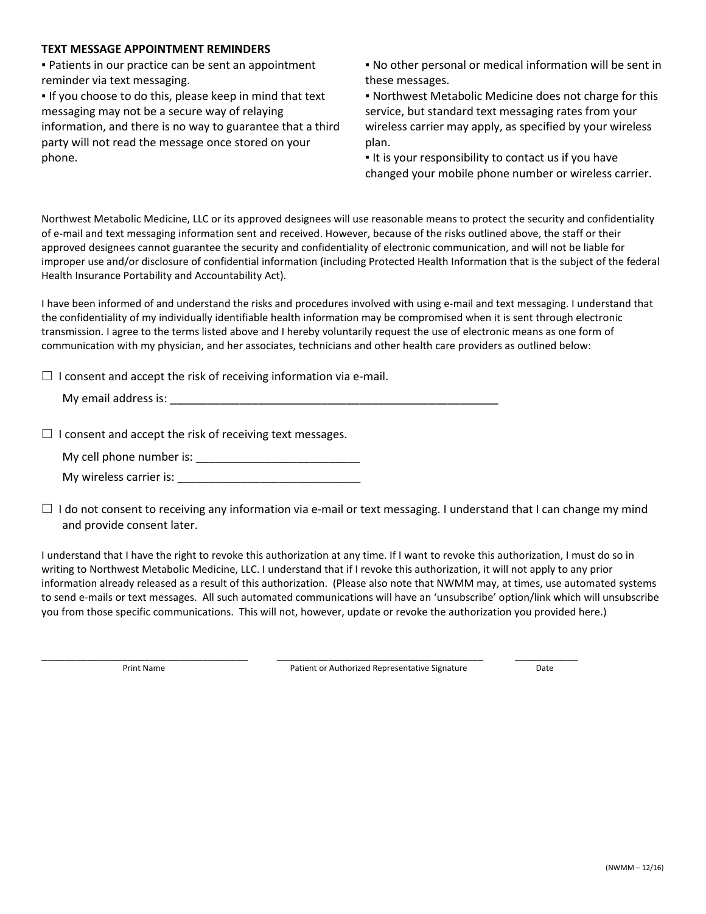**TEXT MESSAGE APPOINTMENT REMINDERS**

- Patients in our practice can be sent an appointment reminder via text messaging.
- If you choose to do this, please keep in mind that text messaging may not be a secure way of relaying information, and there is no way to guarantee that a third party will not read the message once stored on your phone.
- No other personal or medical information will be sent in these messages.
- Northwest Metabolic Medicine does not charge for this service, but standard text messaging rates from your wireless carrier may apply, as specified by your wireless plan.
- It is your responsibility to contact us if you have changed your mobile phone number or wireless carrier.

Northwest Metabolic Medicine, LLC or its approved designees will use reasonable means to protect the security and confidentiality of e-mail and text messaging information sent and received. However, because of the risks outlined above, the staff or their approved designees cannot guarantee the security and confidentiality of electronic communication, and will not be liable for improper use and/or disclosure of confidential information (including Protected Health Information that is the subject of the federal Health Insurance Portability and Accountability Act).

I have been informed of and understand the risks and procedures involved with using e-mail and text messaging. I understand that the confidentiality of my individually identifiable health information may be compromised when it is sent through electronic transmission. I agree to the terms listed above and I hereby voluntarily request the use of electronic means as one form of communication with my physician, and her associates, technicians and other health care providers as outlined below:

☐ I consent and accept the risk of receiving information via e-mail.

My email address is: ______________________________________________________

☐ I consent and accept the risk of receiving text messages.

My cell phone number is: __________________________

My wireless carrier is: _____________________________

☐ I do not consent to receiving any information via e-mail or text messaging. I understand that I can change my mind and provide consent later.

I understand that I have the right to revoke this authorization at any time. If I want to revoke this authorization, I must do so in writing to Northwest Metabolic Medicine, LLC. I understand that if I revoke this authorization, it will not apply to any prior information already released as a result of this authorization. (Please also note that NWMM may, at times, use automated systems to send e-mails or text messages. All such automated communications will have an 'unsubscribe' option/link which will unsubscribe you from those specific communications. This will not, however, update or revoke the authorization you provided here.)

| | | |
|---|---|---|
| ____________________________________ | ____________________________________ | ___________ |
| Print Name | Patient or Authorized Representative Signature | Date |

(NWMM – 12/16)